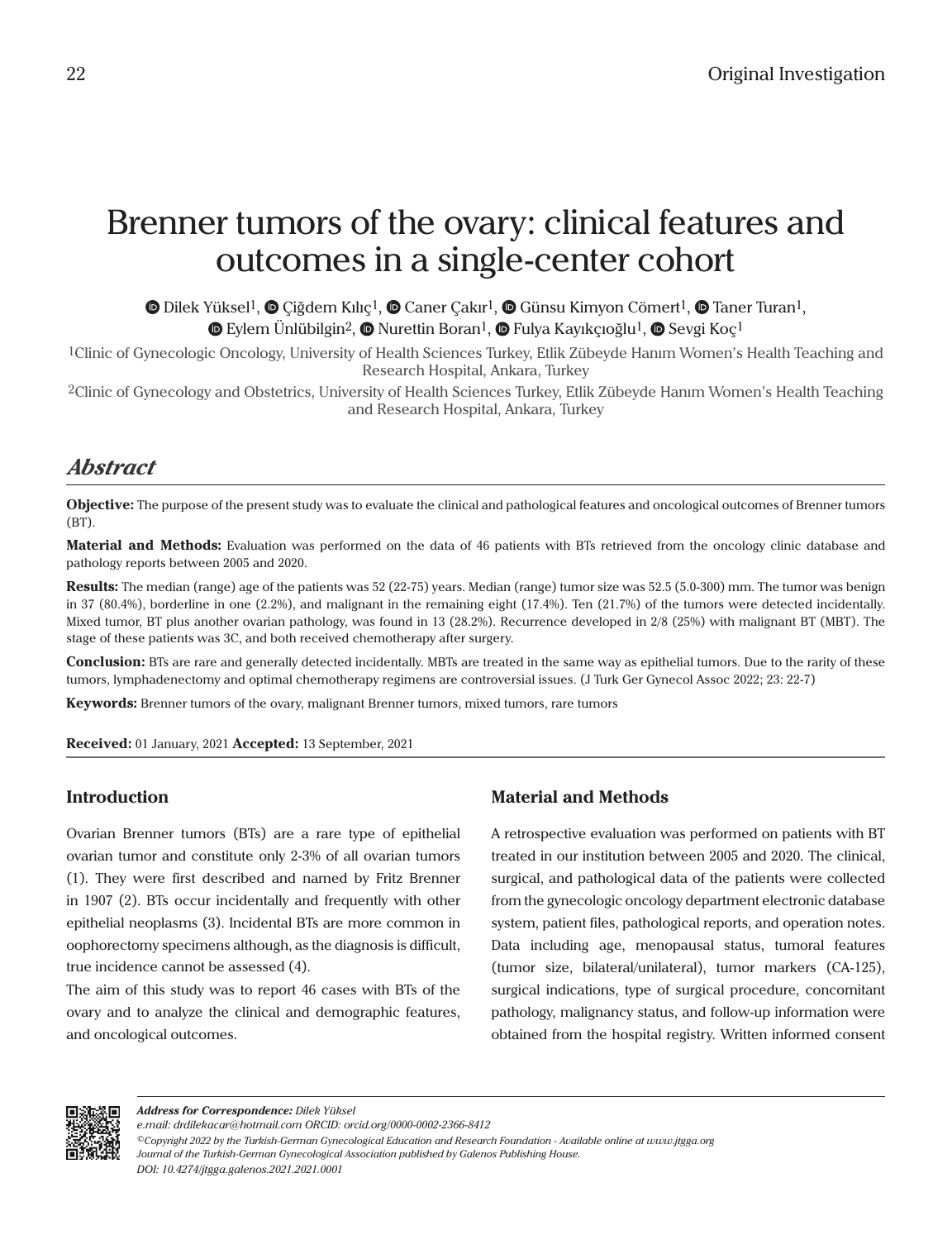# Brenner tumors of the ovary: clinical features and outcomes in a single-center cohort

Dilek Yüksel[1], Çiğdem Kılıç[1], Caner Çakır[1], Günsu Kimyon Cömert[1], Taner Turan[1], Eylem Ünlübilgin[2], Nurettin Boran[1], Fulya Kayıkçıoğlu[1], Sevgi Koç[1]

[1]Clinic of Gynecologic Oncology, University of Health Sciences Turkey, Etlik Zübeyde Hanım Women's Health Teaching and Research Hospital, Ankara, Turkey

[2]Clinic of Gynecology and Obstetrics, University of Health Sciences Turkey, Etlik Zübeyde Hanım Women's Health Teaching and Research Hospital, Ankara, Turkey

## *Abstract*

**Objective:** The purpose of the present study was to evaluate the clinical and pathological features and oncological outcomes of Brenner tumors (BT).

**Material and Methods:** Evaluation was performed on the data of 46 patients with BTs retrieved from the oncology clinic database and pathology reports between 2005 and 2020.

**Results:** The median (range) age of the patients was 52 (22-75) years. Median (range) tumor size was 52.5 (5.0-300) mm. The tumor was benign in 37 (80.4%), borderline in one (2.2%), and malignant in the remaining eight (17.4%). Ten (21.7%) of the tumors were detected incidentally. Mixed tumor, BT plus another ovarian pathology, was found in 13 (28.2%). Recurrence developed in 2/8 (25%) with malignant BT (MBT). The stage of these patients was 3C, and both received chemotherapy after surgery.

**Conclusion:** BTs are rare and generally detected incidentally. MBTs are treated in the same way as epithelial tumors. Due to the rarity of these tumors, lymphadenectomy and optimal chemotherapy regimens are controversial issues. (J Turk Ger Gynecol Assoc 2022; 23: 22-7)

**Keywords:** Brenner tumors of the ovary, malignant Brenner tumors, mixed tumors, rare tumors

**Received:** 01 January, 2021 **Accepted:** 13 September, 2021

## Introduction

Ovarian Brenner tumors (BTs) are a rare type of epithelial ovarian tumor and constitute only 2-3% of all ovarian tumors (1). They were first described and named by Fritz Brenner in 1907 (2). BTs occur incidentally and frequently with other epithelial neoplasms (3). Incidental BTs are more common in oophorectomy specimens although, as the diagnosis is difficult, true incidence cannot be assessed (4).

The aim of this study was to report 46 cases with BTs of the ovary and to analyze the clinical and demographic features, and oncological outcomes.

## Material and Methods

A retrospective evaluation was performed on patients with BT treated in our institution between 2005 and 2020. The clinical, surgical, and pathological data of the patients were collected from the gynecologic oncology department electronic database system, patient files, pathological reports, and operation notes. Data including age, menopausal status, tumoral features (tumor size, bilateral/unilateral), tumor markers (CA-125), surgical indications, type of surgical procedure, concomitant pathology, malignancy status, and follow-up information were obtained from the hospital registry. Written informed consent

*Address for Correspondence: Dilek Yüksel*
*e.mail: drdilekacar@hotmail.com ORCID: orcid.org/0000-0002-2366-8412*
*©Copyright 2022 by the Turkish-German Gynecological Education and Research Foundation - Available online at www.jtgga.org*
*Journal of the Turkish-German Gynecological Association published by Galenos Publishing House.*
*DOI: 10.4274/jtgga.galenos.2021.2021.0001*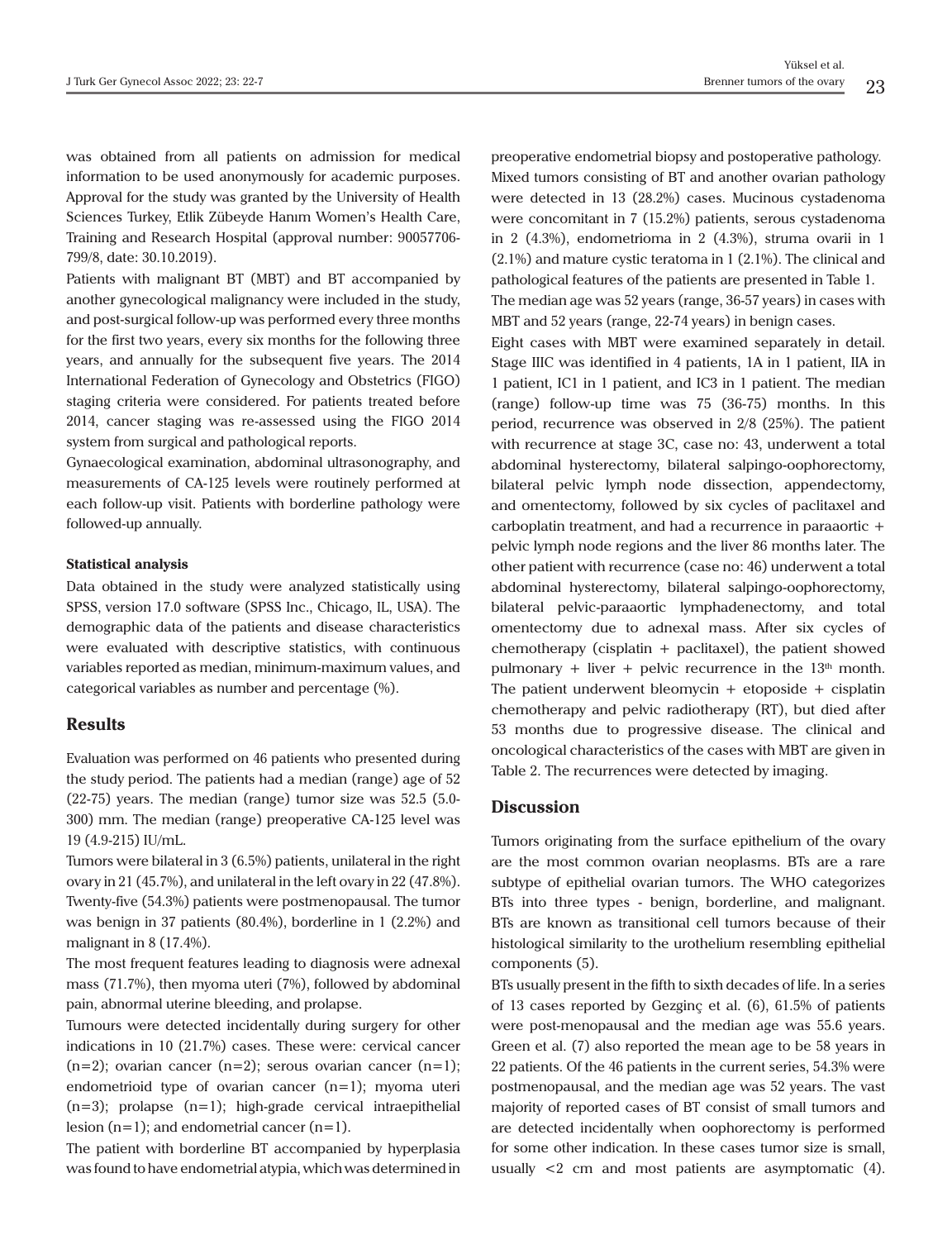was obtained from all patients on admission for medical information to be used anonymously for academic purposes. Approval for the study was granted by the University of Health Sciences Turkey, Etlik Zübeyde Hanım Women's Health Care, Training and Research Hospital (approval number: 90057706-799/8, date: 30.10.2019).

Patients with malignant BT (MBT) and BT accompanied by another gynecological malignancy were included in the study, and post-surgical follow-up was performed every three months for the first two years, every six months for the following three years, and annually for the subsequent five years. The 2014 International Federation of Gynecology and Obstetrics (FIGO) staging criteria were considered. For patients treated before 2014, cancer staging was re-assessed using the FIGO 2014 system from surgical and pathological reports.

Gynaecological examination, abdominal ultrasonography, and measurements of CA-125 levels were routinely performed at each follow-up visit. Patients with borderline pathology were followed-up annually.

#### Statistical analysis

Data obtained in the study were analyzed statistically using SPSS, version 17.0 software (SPSS Inc., Chicago, IL, USA). The demographic data of the patients and disease characteristics were evaluated with descriptive statistics, with continuous variables reported as median, minimum-maximum values, and categorical variables as number and percentage (%).

## Results

Evaluation was performed on 46 patients who presented during the study period. The patients had a median (range) age of 52 (22-75) years. The median (range) tumor size was 52.5 (5.0-300) mm. The median (range) preoperative CA-125 level was 19 (4.9-215) IU/mL.

Tumors were bilateral in 3 (6.5%) patients, unilateral in the right ovary in 21 (45.7%), and unilateral in the left ovary in 22 (47.8%). Twenty-five (54.3%) patients were postmenopausal. The tumor was benign in 37 patients (80.4%), borderline in 1 (2.2%) and malignant in 8 (17.4%).

The most frequent features leading to diagnosis were adnexal mass (71.7%), then myoma uteri (7%), followed by abdominal pain, abnormal uterine bleeding, and prolapse.

Tumours were detected incidentally during surgery for other indications in 10 (21.7%) cases. These were: cervical cancer (n=2); ovarian cancer (n=2); serous ovarian cancer (n=1); endometrioid type of ovarian cancer (n=1); myoma uteri (n=3); prolapse (n=1); high-grade cervical intraepithelial lesion (n=1); and endometrial cancer (n=1).

The patient with borderline BT accompanied by hyperplasia was found to have endometrial atypia, which was determined in preoperative endometrial biopsy and postoperative pathology.

Mixed tumors consisting of BT and another ovarian pathology were detected in 13 (28.2%) cases. Mucinous cystadenoma were concomitant in 7 (15.2%) patients, serous cystadenoma in 2 (4.3%), endometrioma in 2 (4.3%), struma ovarii in 1 (2.1%) and mature cystic teratoma in 1 (2.1%). The clinical and pathological features of the patients are presented in Table 1.

The median age was 52 years (range, 36-57 years) in cases with MBT and 52 years (range, 22-74 years) in benign cases.

Eight cases with MBT were examined separately in detail. Stage IIIC was identified in 4 patients, 1A in 1 patient, IIA in 1 patient, IC1 in 1 patient, and IC3 in 1 patient. The median (range) follow-up time was 75 (36-75) months. In this period, recurrence was observed in 2/8 (25%). The patient with recurrence at stage 3C, case no: 43, underwent a total abdominal hysterectomy, bilateral salpingo-oophorectomy, bilateral pelvic lymph node dissection, appendectomy, and omentectomy, followed by six cycles of paclitaxel and carboplatin treatment, and had a recurrence in paraaortic + pelvic lymph node regions and the liver 86 months later. The other patient with recurrence (case no: 46) underwent a total abdominal hysterectomy, bilateral salpingo-oophorectomy, bilateral pelvic-paraaortic lymphadenectomy, and total omentectomy due to adnexal mass. After six cycles of chemotherapy (cisplatin + paclitaxel), the patient showed pulmonary + liver + pelvic recurrence in the 13th month. The patient underwent bleomycin + etoposide + cisplatin chemotherapy and pelvic radiotherapy (RT), but died after 53 months due to progressive disease. The clinical and oncological characteristics of the cases with MBT are given in Table 2. The recurrences were detected by imaging.

## Discussion

Tumors originating from the surface epithelium of the ovary are the most common ovarian neoplasms. BTs are a rare subtype of epithelial ovarian tumors. The WHO categorizes BTs into three types - benign, borderline, and malignant. BTs are known as transitional cell tumors because of their histological similarity to the urothelium resembling epithelial components (5).

BTs usually present in the fifth to sixth decades of life. In a series of 13 cases reported by Gezginç et al. (6), 61.5% of patients were post-menopausal and the median age was 55.6 years. Green et al. (7) also reported the mean age to be 58 years in 22 patients. Of the 46 patients in the current series, 54.3% were postmenopausal, and the median age was 52 years. The vast majority of reported cases of BT consist of small tumors and are detected incidentally when oophorectomy is performed for some other indication. In these cases tumor size is small, usually <2 cm and most patients are asymptomatic (4).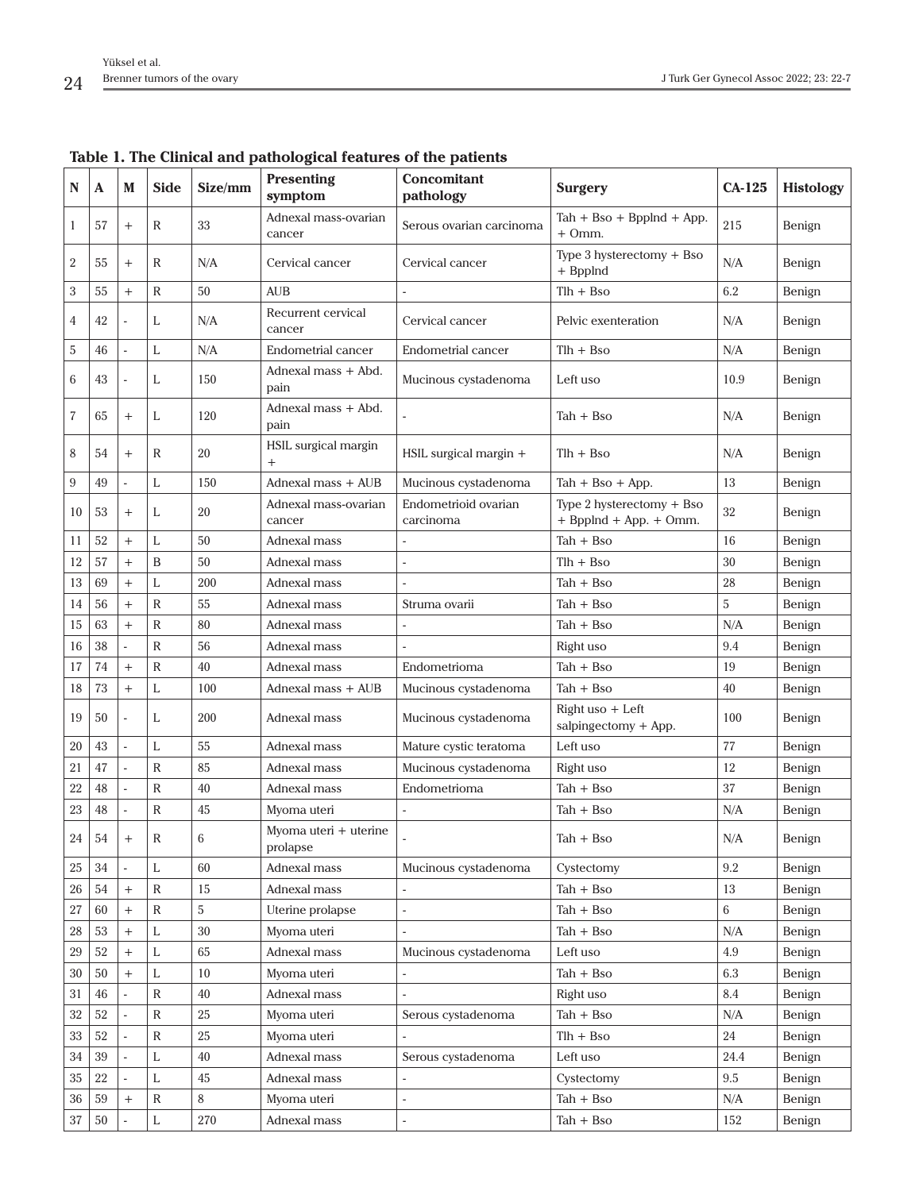**Table 1. The Clinical and pathological features of the patients**

| N | A | M | Side | Size/mm | Presenting symptom | Concomitant pathology | Surgery | CA-125 | Histology |
|---|---|---|---|---|---|---|---|---|---|
| 1 | 57 | + | R | 33 | Adnexal mass-ovarian cancer | Serous ovarian carcinoma | Tah + Bso + Bpplnd + App. + Omm. | 215 | Benign |
| 2 | 55 | + | R | N/A | Cervical cancer | Cervical cancer | Type 3 hysterectomy + Bso + Bpplnd | N/A | Benign |
| 3 | 55 | + | R | 50 | AUB | - | Tlh + Bso | 6.2 | Benign |
| 4 | 42 | - | L | N/A | Recurrent cervical cancer | Cervical cancer | Pelvic exenteration | N/A | Benign |
| 5 | 46 | - | L | N/A | Endometrial cancer | Endometrial cancer | Tlh + Bso | N/A | Benign |
| 6 | 43 | - | L | 150 | Adnexal mass + Abd. pain | Mucinous cystadenoma | Left uso | 10.9 | Benign |
| 7 | 65 | + | L | 120 | Adnexal mass + Abd. pain | - | Tah + Bso | N/A | Benign |
| 8 | 54 | + | R | 20 | HSIL surgical margin + | HSIL surgical margin + | Tlh + Bso | N/A | Benign |
| 9 | 49 | - | L | 150 | Adnexal mass + AUB | Mucinous cystadenoma | Tah + Bso + App. | 13 | Benign |
| 10 | 53 | + | L | 20 | Adnexal mass-ovarian cancer | Endometrioid ovarian carcinoma | Type 2 hysterectomy + Bso + Bpplnd + App. + Omm. | 32 | Benign |
| 11 | 52 | + | L | 50 | Adnexal mass | - | Tah + Bso | 16 | Benign |
| 12 | 57 | + | B | 50 | Adnexal mass | - | Tlh + Bso | 30 | Benign |
| 13 | 69 | + | L | 200 | Adnexal mass | - | Tah + Bso | 28 | Benign |
| 14 | 56 | + | R | 55 | Adnexal mass | Struma ovarii | Tah + Bso | 5 | Benign |
| 15 | 63 | + | R | 80 | Adnexal mass | - | Tah + Bso | N/A | Benign |
| 16 | 38 | - | R | 56 | Adnexal mass | - | Right uso | 9.4 | Benign |
| 17 | 74 | + | R | 40 | Adnexal mass | Endometrioma | Tah + Bso | 19 | Benign |
| 18 | 73 | + | L | 100 | Adnexal mass + AUB | Mucinous cystadenoma | Tah + Bso | 40 | Benign |
| 19 | 50 | - | L | 200 | Adnexal mass | Mucinous cystadenoma | Right uso + Left salpingectomy + App. | 100 | Benign |
| 20 | 43 | - | L | 55 | Adnexal mass | Mature cystic teratoma | Left uso | 77 | Benign |
| 21 | 47 | - | R | 85 | Adnexal mass | Mucinous cystadenoma | Right uso | 12 | Benign |
| 22 | 48 | - | R | 40 | Adnexal mass | Endometrioma | Tah + Bso | 37 | Benign |
| 23 | 48 | - | R | 45 | Myoma uteri | - | Tah + Bso | N/A | Benign |
| 24 | 54 | + | R | 6 | Myoma uteri + uterine prolapse | - | Tah + Bso | N/A | Benign |
| 25 | 34 | - | L | 60 | Adnexal mass | Mucinous cystadenoma | Cystectomy | 9.2 | Benign |
| 26 | 54 | + | R | 15 | Adnexal mass | - | Tah + Bso | 13 | Benign |
| 27 | 60 | + | R | 5 | Uterine prolapse | - | Tah + Bso | 6 | Benign |
| 28 | 53 | + | L | 30 | Myoma uteri | - | Tah + Bso | N/A | Benign |
| 29 | 52 | + | L | 65 | Adnexal mass | Mucinous cystadenoma | Left uso | 4.9 | Benign |
| 30 | 50 | + | L | 10 | Myoma uteri | - | Tah + Bso | 6.3 | Benign |
| 31 | 46 | - | R | 40 | Adnexal mass | - | Right uso | 8.4 | Benign |
| 32 | 52 | - | R | 25 | Myoma uteri | Serous cystadenoma | Tah + Bso | N/A | Benign |
| 33 | 52 | - | R | 25 | Myoma uteri | - | Tlh + Bso | 24 | Benign |
| 34 | 39 | - | L | 40 | Adnexal mass | Serous cystadenoma | Left uso | 24.4 | Benign |
| 35 | 22 | - | L | 45 | Adnexal mass | - | Cystectomy | 9.5 | Benign |
| 36 | 59 | + | R | 8 | Myoma uteri | - | Tah + Bso | N/A | Benign |
| 37 | 50 | - | L | 270 | Adnexal mass | - | Tah + Bso | 152 | Benign |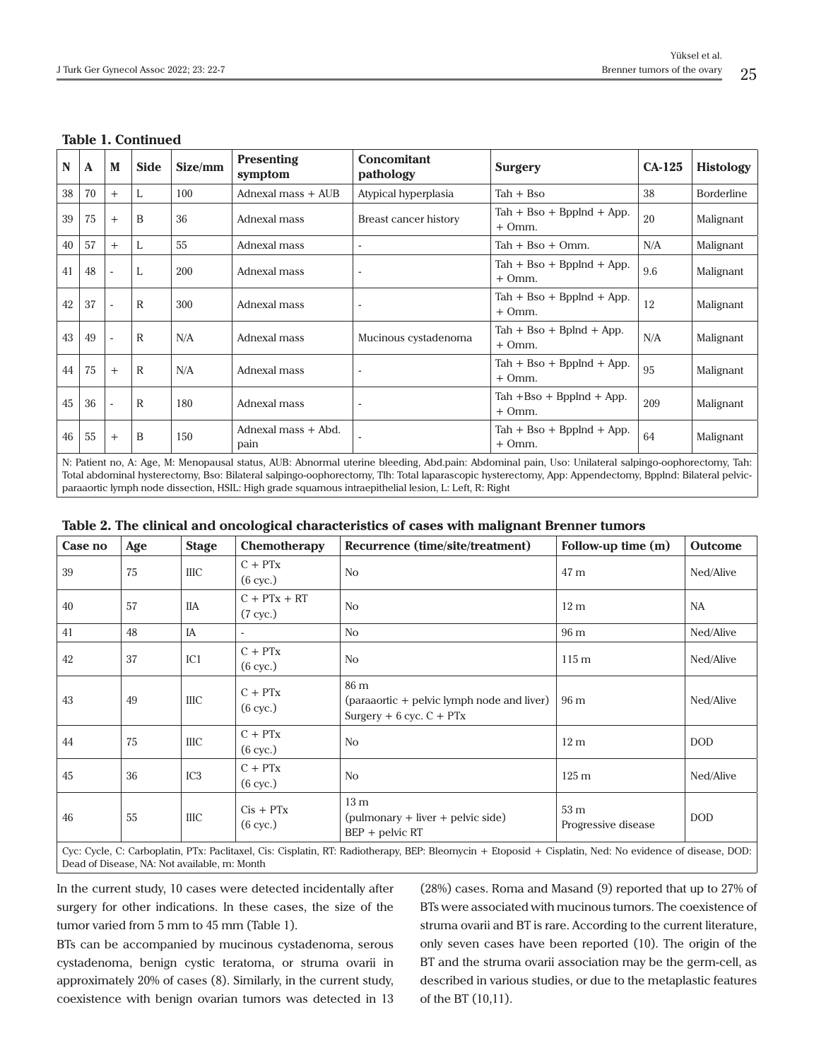**Table 1. Continued**

| N | A | M | Side | Size/mm | Presenting symptom | Concomitant pathology | Surgery | CA-125 | Histology |
|---|---|---|---|---|---|---|---|---|---|
| 38 | 70 | + | L | 100 | Adnexal mass + AUB | Atypical hyperplasia | Tah + Bso | 38 | Borderline |
| 39 | 75 | + | B | 36 | Adnexal mass | Breast cancer history | Tah + Bso + Bpplnd + App. + Omm. | 20 | Malignant |
| 40 | 57 | + | L | 55 | Adnexal mass | - | Tah + Bso + Omm. | N/A | Malignant |
| 41 | 48 | - | L | 200 | Adnexal mass | - | Tah + Bso + Bpplnd + App. + Omm. | 9.6 | Malignant |
| 42 | 37 | - | R | 300 | Adnexal mass | - | Tah + Bso + Bpplnd + App. + Omm. | 12 | Malignant |
| 43 | 49 | - | R | N/A | Adnexal mass | Mucinous cystadenoma | Tah + Bso + Bplnd + App. + Omm. | N/A | Malignant |
| 44 | 75 | + | R | N/A | Adnexal mass | - | Tah + Bso + Bpplnd + App. + Omm. | 95 | Malignant |
| 45 | 36 | - | R | 180 | Adnexal mass | - | Tah +Bso + Bpplnd + App. + Omm. | 209 | Malignant |
| 46 | 55 | + | B | 150 | Adnexal mass + Abd. pain | - | Tah + Bso + Bpplnd + App. + Omm. | 64 | Malignant |

N: Patient no, A: Age, M: Menopausal status, AUB: Abnormal uterine bleeding, Abd.pain: Abdominal pain, Uso: Unilateral salpingo-oophorectomy, Tah: Total abdominal hysterectomy, Bso: Bilateral salpingo-oophorectomy, Tlh: Total laparascopic hysterectomy, App: Appendectomy, Bpplnd: Bilateral pelvic-paraaortic lymph node dissection, HSIL: High grade squamous intraepithelial lesion, L: Left, R: Right

**Table 2. The clinical and oncological characteristics of cases with malignant Brenner tumors**

| Case no | Age | Stage | Chemotherapy | Recurrence (time/site/treatment) | Follow-up time (m) | Outcome |
|---|---|---|---|---|---|---|
| 39 | 75 | IIIC | C + PTx (6 cyc.) | No | 47 m | Ned/Alive |
| 40 | 57 | IIA | C + PTx + RT (7 cyc.) | No | 12 m | NA |
| 41 | 48 | IA | - | No | 96 m | Ned/Alive |
| 42 | 37 | IC1 | C + PTx (6 cyc.) | No | 115 m | Ned/Alive |
| 43 | 49 | IIIC | C + PTx (6 cyc.) | 86 m (paraaortic + pelvic lymph node and liver) Surgery + 6 cyc. C + PTx | 96 m | Ned/Alive |
| 44 | 75 | IIIC | C + PTx (6 cyc.) | No | 12 m | DOD |
| 45 | 36 | IC3 | C + PTx (6 cyc.) | No | 125 m | Ned/Alive |
| 46 | 55 | IIIC | Cis + PTx (6 cyc.) | 13 m (pulmonary + liver + pelvic side) BEP + pelvic RT | 53 m Progressive disease | DOD |

Cyc: Cycle, C: Carboplatin, PTx: Paclitaxel, Cis: Cisplatin, RT: Radiotherapy, BEP: Bleomycin + Etoposid + Cisplatin, Ned: No evidence of disease, DOD: Dead of Disease, NA: Not available, m: Month

In the current study, 10 cases were detected incidentally after surgery for other indications. In these cases, the size of the tumor varied from 5 mm to 45 mm (Table 1).

BTs can be accompanied by mucinous cystadenoma, serous cystadenoma, benign cystic teratoma, or struma ovarii in approximately 20% of cases (8). Similarly, in the current study, coexistence with benign ovarian tumors was detected in 13 (28%) cases. Roma and Masand (9) reported that up to 27% of BTs were associated with mucinous tumors. The coexistence of struma ovarii and BT is rare. According to the current literature, only seven cases have been reported (10). The origin of the BT and the struma ovarii association may be the germ-cell, as described in various studies, or due to the metaplastic features of the BT (10,11).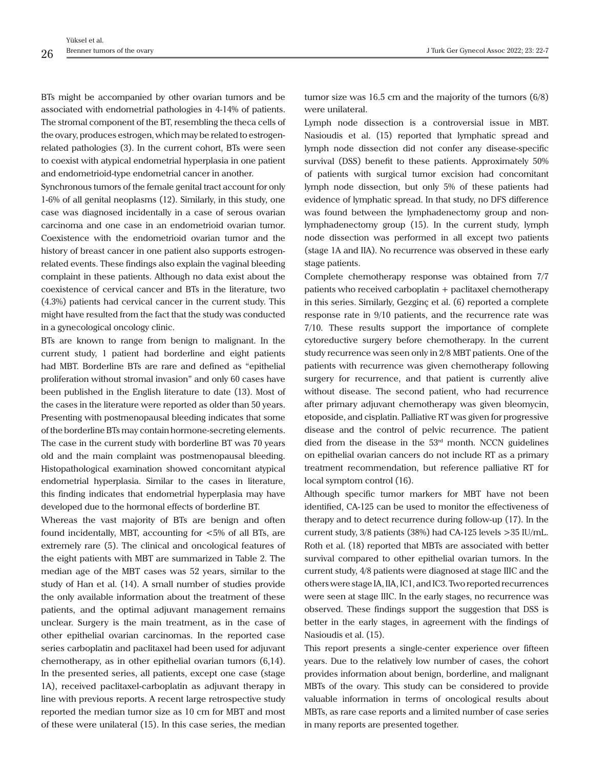BTs might be accompanied by other ovarian tumors and be associated with endometrial pathologies in 4-14% of patients. The stromal component of the BT, resembling the theca cells of the ovary, produces estrogen, which may be related to estrogen-related pathologies (3). In the current cohort, BTs were seen to coexist with atypical endometrial hyperplasia in one patient and endometrioid-type endometrial cancer in another.

Synchronous tumors of the female genital tract account for only 1-6% of all genital neoplasms (12). Similarly, in this study, one case was diagnosed incidentally in a case of serous ovarian carcinoma and one case in an endometrioid ovarian tumor. Coexistence with the endometrioid ovarian tumor and the history of breast cancer in one patient also supports estrogen-related events. These findings also explain the vaginal bleeding complaint in these patients. Although no data exist about the coexistence of cervical cancer and BTs in the literature, two (4.3%) patients had cervical cancer in the current study. This might have resulted from the fact that the study was conducted in a gynecological oncology clinic.

BTs are known to range from benign to malignant. In the current study, 1 patient had borderline and eight patients had MBT. Borderline BTs are rare and defined as "epithelial proliferation without stromal invasion" and only 60 cases have been published in the English literature to date (13). Most of the cases in the literature were reported as older than 50 years. Presenting with postmenopausal bleeding indicates that some of the borderline BTs may contain hormone-secreting elements. The case in the current study with borderline BT was 70 years old and the main complaint was postmenopausal bleeding. Histopathological examination showed concomitant atypical endometrial hyperplasia. Similar to the cases in literature, this finding indicates that endometrial hyperplasia may have developed due to the hormonal effects of borderline BT.

Whereas the vast majority of BTs are benign and often found incidentally, MBT, accounting for <5% of all BTs, are extremely rare (5). The clinical and oncological features of the eight patients with MBT are summarized in Table 2. The median age of the MBT cases was 52 years, similar to the study of Han et al. (14). A small number of studies provide the only available information about the treatment of these patients, and the optimal adjuvant management remains unclear. Surgery is the main treatment, as in the case of other epithelial ovarian carcinomas. In the reported case series carboplatin and paclitaxel had been used for adjuvant chemotherapy, as in other epithelial ovarian tumors (6,14). In the presented series, all patients, except one case (stage 1A), received paclitaxel-carboplatin as adjuvant therapy in line with previous reports. A recent large retrospective study reported the median tumor size as 10 cm for MBT and most of these were unilateral (15). In this case series, the median tumor size was 16.5 cm and the majority of the tumors (6/8) were unilateral.

Lymph node dissection is a controversial issue in MBT. Nasioudis et al. (15) reported that lymphatic spread and lymph node dissection did not confer any disease-specific survival (DSS) benefit to these patients. Approximately 50% of patients with surgical tumor excision had concomitant lymph node dissection, but only 5% of these patients had evidence of lymphatic spread. In that study, no DFS difference was found between the lymphadenectomy group and non-lymphadenectomy group (15). In the current study, lymph node dissection was performed in all except two patients (stage 1A and IIA). No recurrence was observed in these early stage patients.

Complete chemotherapy response was obtained from 7/7 patients who received carboplatin + paclitaxel chemotherapy in this series. Similarly, Gezginç et al. (6) reported a complete response rate in 9/10 patients, and the recurrence rate was 7/10. These results support the importance of complete cytoreductive surgery before chemotherapy. In the current study recurrence was seen only in 2/8 MBT patients. One of the patients with recurrence was given chemotherapy following surgery for recurrence, and that patient is currently alive without disease. The second patient, who had recurrence after primary adjuvant chemotherapy was given bleomycin, etoposide, and cisplatin. Palliative RT was given for progressive disease and the control of pelvic recurrence. The patient died from the disease in the 53rd month. NCCN guidelines on epithelial ovarian cancers do not include RT as a primary treatment recommendation, but reference palliative RT for local symptom control (16).

Although specific tumor markers for MBT have not been identified, CA-125 can be used to monitor the effectiveness of therapy and to detect recurrence during follow-up (17). In the current study, 3/8 patients (38%) had CA-125 levels >35 IU/mL. Roth et al. (18) reported that MBTs are associated with better survival compared to other epithelial ovarian tumors. In the current study, 4/8 patients were diagnosed at stage IIIC and the others were stage IA, IIA, IC1, and IC3. Two reported recurrences were seen at stage IIIC. In the early stages, no recurrence was observed. These findings support the suggestion that DSS is better in the early stages, in agreement with the findings of Nasioudis et al. (15).

This report presents a single-center experience over fifteen years. Due to the relatively low number of cases, the cohort provides information about benign, borderline, and malignant MBTs of the ovary. This study can be considered to provide valuable information in terms of oncological results about MBTs, as rare case reports and a limited number of case series in many reports are presented together.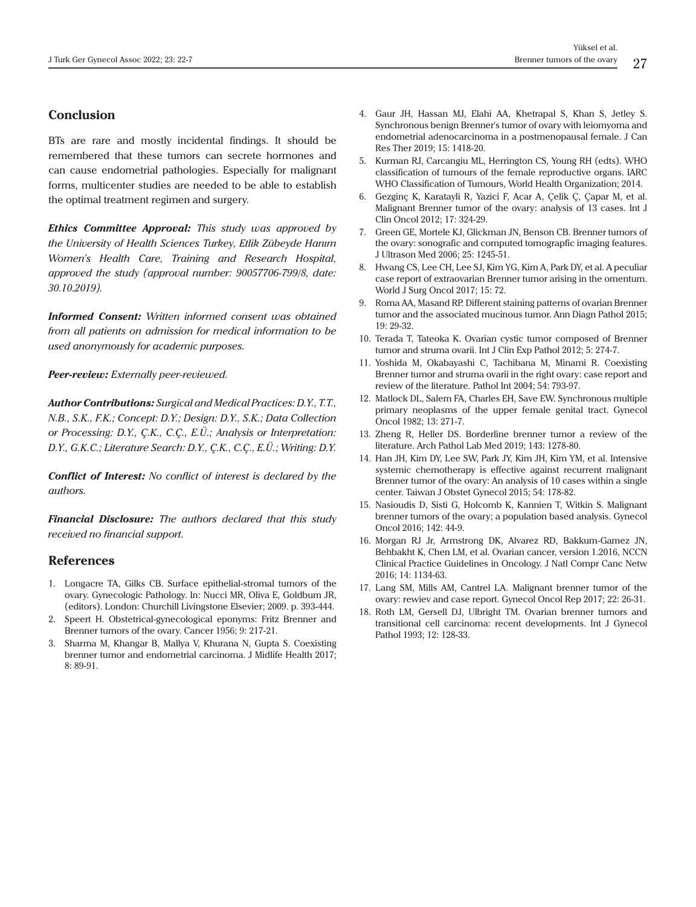## Conclusion

BTs are rare and mostly incidental findings. It should be remembered that these tumors can secrete hormones and can cause endometrial pathologies. Especially for malignant forms, multicenter studies are needed to be able to establish the optimal treatment regimen and surgery.

***Ethics Committee Approval:*** *This study was approved by the University of Health Sciences Turkey, Etlik Zübeyde Hanım Women's Health Care, Training and Research Hospital, approved the study (approval number: 90057706-799/8, date: 30.10.2019).*

***Informed Consent:*** *Written informed consent was obtained from all patients on admission for medical information to be used anonymously for academic purposes.*

***Peer-review:*** *Externally peer-reviewed.*

***Author Contributions:*** *Surgical and Medical Practices: D.Y., T.T., N.B., S.K., F.K.; Concept: D.Y.; Design: D.Y., S.K.; Data Collection or Processing: D.Y., Ç.K., C.Ç., E.Ü.; Analysis or Interpretation: D.Y., G.K.C.; Literature Search: D.Y., Ç.K., C.Ç., E.Ü.; Writing: D.Y.*

***Conflict of Interest:*** *No conflict of interest is declared by the authors.*

***Financial Disclosure:*** *The authors declared that this study received no financial support.*

## References

1. Longacre TA, Gilks CB. Surface epithelial-stromal tumors of the ovary. Gynecologic Pathology. In: Nucci MR, Oliva E, Goldbum JR, (editors). London: Churchill Livingstone Elsevier; 2009. p. 393-444.
2. Speert H. Obstetrical-gynecological eponyms: Fritz Brenner and Brenner tumors of the ovary. Cancer 1956; 9: 217-21.
3. Sharma M, Khangar B, Mallya V, Khurana N, Gupta S. Coexisting brenner tumor and endometrial carcinoma. J Midlife Health 2017; 8: 89-91.
4. Gaur JH, Hassan MJ, Elahi AA, Khetrapal S, Khan S, Jetley S. Synchronous benign Brenner's tumor of ovary with leiomyoma and endometrial adenocarcinoma in a postmenopausal female. J Can Res Ther 2019; 15: 1418-20.
5. Kurman RJ, Carcangiu ML, Herrington CS, Young RH (edts). WHO classification of tumours of the female reproductive organs. IARC WHO Classification of Tumours, World Health Organization; 2014.
6. Gezginç K, Karatayli R, Yazici F, Acar A, Çelik Ç, Çapar M, et al. Malignant Brenner tumor of the ovary: analysis of 13 cases. Int J Clin Oncol 2012; 17: 324-29.
7. Green GE, Mortele KJ, Glickman JN, Benson CB. Brenner tumors of the ovary: sonografic and computed tomograpfic imaging features. J Ultrason Med 2006; 25: 1245-51.
8. Hwang CS, Lee CH, Lee SJ, Kim YG, Kim A, Park DY, et al. A peculiar case report of extraovarian Brenner tumor arising in the omentum. World J Surg Oncol 2017; 15: 72.
9. Roma AA, Masand RP. Different staining patterns of ovarian Brenner tumor and the associated mucinous tumor. Ann Diagn Pathol 2015; 19: 29-32.
10. Terada T, Tateoka K. Ovarian cystic tumor composed of Brenner tumor and struma ovarii. Int J Clin Exp Pathol 2012; 5: 274-7.
11. Yoshida M, Okabayashi C, Tachibana M, Minami R. Coexisting Brenner tumor and struma ovarii in the right ovary: case report and review of the literature. Pathol Int 2004; 54: 793-97.
12. Matlock DL, Salem FA, Charles EH, Save EW. Synchronous multiple primary neoplasms of the upper female genital tract. Gynecol Oncol 1982; 13: 271-7.
13. Zheng R, Heller DS. Borderline brenner tumor a review of the literature. Arch Pathol Lab Med 2019; 143: 1278-80.
14. Han JH, Kim DY, Lee SW, Park JY, Kim JH, Kim YM, et al. Intensive systemic chemotherapy is effective against recurrent malignant Brenner tumor of the ovary: An analysis of 10 cases within a single center. Taiwan J Obstet Gynecol 2015; 54: 178-82.
15. Nasioudis D, Sisti G, Holcomb K, Kannien T, Witkin S. Malignant brenner tumors of the ovary; a population based analysis. Gynecol Oncol 2016; 142: 44-9.
16. Morgan RJ Jr, Armstrong DK, Alvarez RD, Bakkum-Gamez JN, Behbakht K, Chen LM, et al. Ovarian cancer, version 1.2016, NCCN Clinical Practice Guidelines in Oncology. J Natl Compr Canc Netw 2016; 14: 1134-63.
17. Lang SM, Mills AM, Cantrel LA. Malignant brenner tumor of the ovary: rewiev and case report. Gynecol Oncol Rep 2017; 22: 26-31.
18. Roth LM, Gersell DJ, Ulbright TM. Ovarian brenner tumors and transitional cell carcinoma: recent developments. Int J Gynecol Pathol 1993; 12: 128-33.